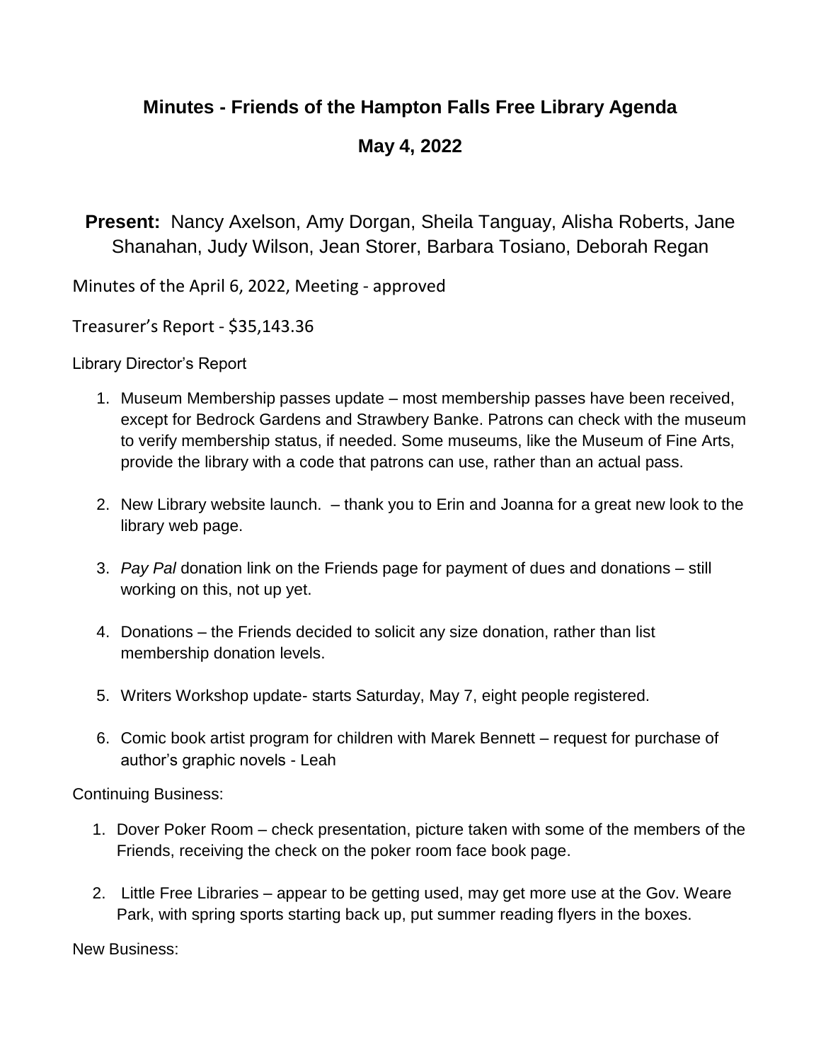## Minutes - Friends of the Hampton Falls Free Library Agenda

## May 4, 2022

**Present:** Nancy Axelson, Amy Dorgan, Sheila Tanguay, Alisha Roberts, Jane Shanahan, Judy Wilson, Jean Storer, Barbara Tosiano, Deborah Regan

Minutes of the April 6, 2022, Meeting - approved

Treasurer's Report - $35,143.36

Library Director's Report

1. Museum Membership passes update – most membership passes have been received, except for Bedrock Gardens and Strawbery Banke. Patrons can check with the museum to verify membership status, if needed. Some museums, like the Museum of Fine Arts, provide the library with a code that patrons can use, rather than an actual pass.

2. New Library website launch. – thank you to Erin and Joanna for a great new look to the library web page.

3. *Pay Pal* donation link on the Friends page for payment of dues and donations – still working on this, not up yet.

4. Donations – the Friends decided to solicit any size donation, rather than list membership donation levels.

5. Writers Workshop update- starts Saturday, May 7, eight people registered.

6. Comic book artist program for children with Marek Bennett – request for purchase of author's graphic novels - Leah

Continuing Business:

1. Dover Poker Room – check presentation, picture taken with some of the members of the Friends, receiving the check on the poker room face book page.

2. Little Free Libraries – appear to be getting used, may get more use at the Gov. Weare Park, with spring sports starting back up, put summer reading flyers in the boxes.

New Business: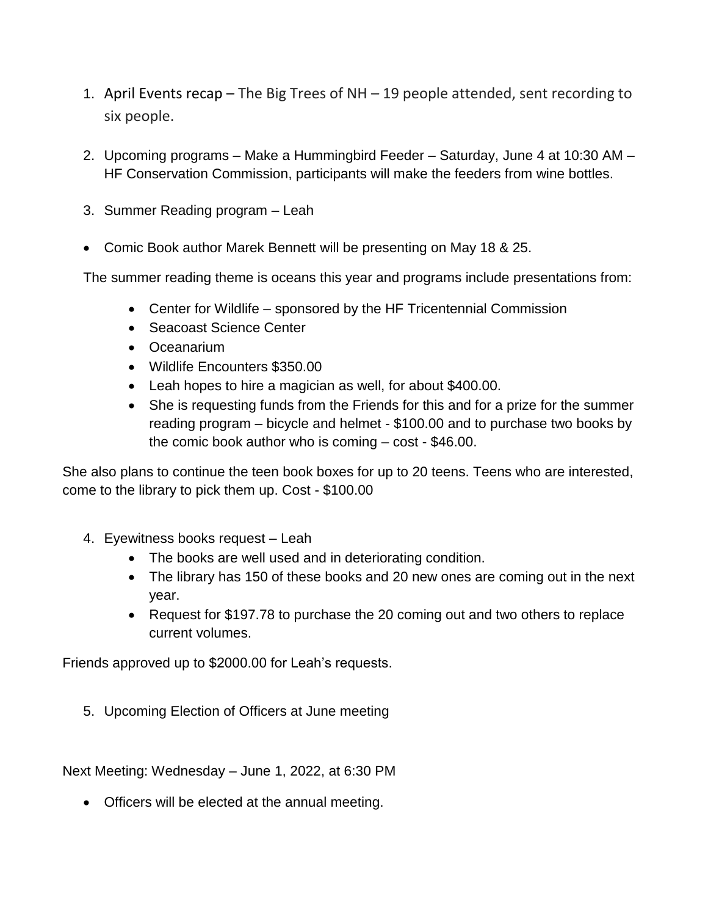1. April Events recap – The Big Trees of NH – 19 people attended, sent recording to six people.

2. Upcoming programs – Make a Hummingbird Feeder – Saturday, June 4 at 10:30 AM – HF Conservation Commission, participants will make the feeders from wine bottles.

3. Summer Reading program – Leah

- Comic Book author Marek Bennett will be presenting on May 18 & 25.

The summer reading theme is oceans this year and programs include presentations from:

  - Center for Wildlife – sponsored by the HF Tricentennial Commission
  - Seacoast Science Center
  - Oceanarium
  - Wildlife Encounters $350.00
  - Leah hopes to hire a magician as well, for about $400.00.
  - She is requesting funds from the Friends for this and for a prize for the summer reading program – bicycle and helmet - $100.00 and to purchase two books by the comic book author who is coming – cost - $46.00.

She also plans to continue the teen book boxes for up to 20 teens. Teens who are interested, come to the library to pick them up. Cost - $100.00

4. Eyewitness books request – Leah
   - The books are well used and in deteriorating condition.
   - The library has 150 of these books and 20 new ones are coming out in the next year.
   - Request for $197.78 to purchase the 20 coming out and two others to replace current volumes.

Friends approved up to $2000.00 for Leah's requests.

5. Upcoming Election of Officers at June meeting

Next Meeting: Wednesday – June 1, 2022, at 6:30 PM

- Officers will be elected at the annual meeting.